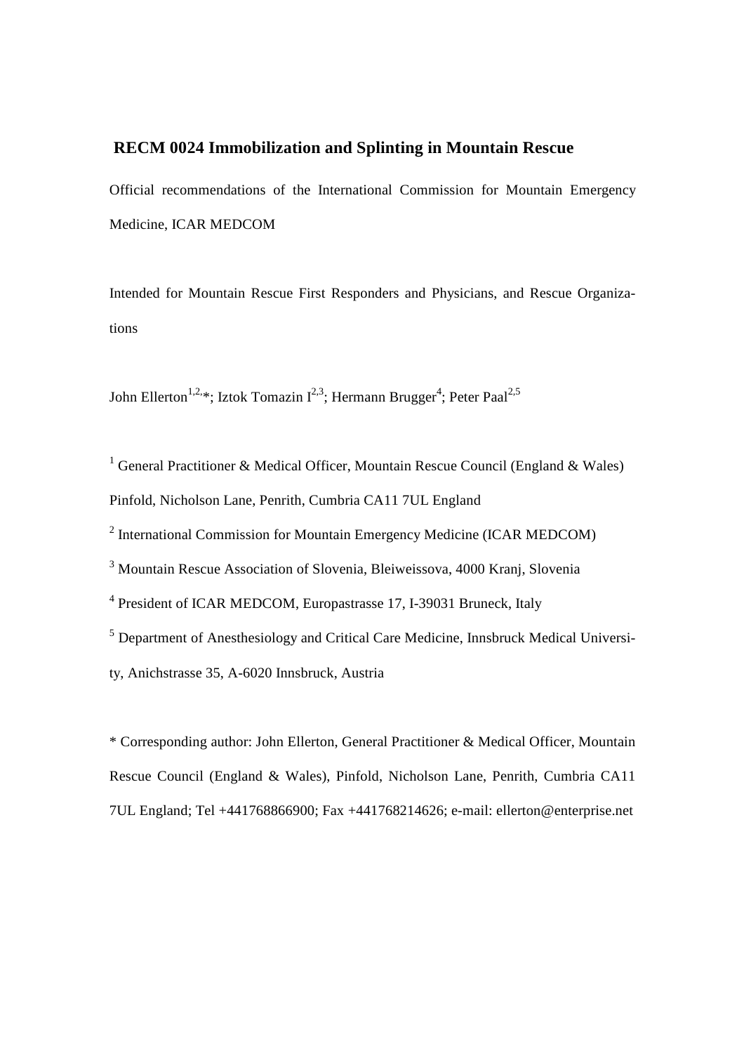# RECM 0024 Immobilization and Splinting in Mountain Rescue

Official recommendations of the International Commission for Mountain Emergency Medicine, ICAR MEDCOM

Intended for Mountain Rescue First Responders and Physicians, and Rescue Organizations

John Ellerton[1,2,*]; Iztok Tomazin I[2,3]; Hermann Brugger[4]; Peter Paal[2,5]

[1] General Practitioner & Medical Officer, Mountain Rescue Council (England & Wales) Pinfold, Nicholson Lane, Penrith, Cumbria CA11 7UL England

[2] International Commission for Mountain Emergency Medicine (ICAR MEDCOM)

[3] Mountain Rescue Association of Slovenia, Bleiweissova, 4000 Kranj, Slovenia

[4] President of ICAR MEDCOM, Europastrasse 17, I-39031 Bruneck, Italy

[5] Department of Anesthesiology and Critical Care Medicine, Innsbruck Medical University, Anichstrasse 35, A-6020 Innsbruck, Austria

* Corresponding author: John Ellerton, General Practitioner & Medical Officer, Mountain Rescue Council (England & Wales), Pinfold, Nicholson Lane, Penrith, Cumbria CA11 7UL England; Tel +441768866900; Fax +441768214626; e-mail: ellerton@enterprise.net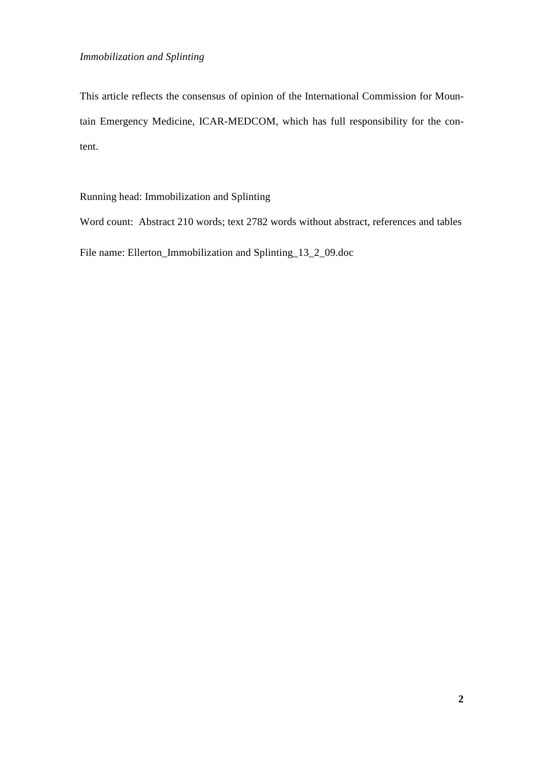*Immobilization and Splinting*

This article reflects the consensus of opinion of the International Commission for Mountain Emergency Medicine, ICAR-MEDCOM, which has full responsibility for the content.

Running head: Immobilization and Splinting

Word count: Abstract 210 words; text 2782 words without abstract, references and tables

File name: Ellerton_Immobilization and Splinting_13_2_09.doc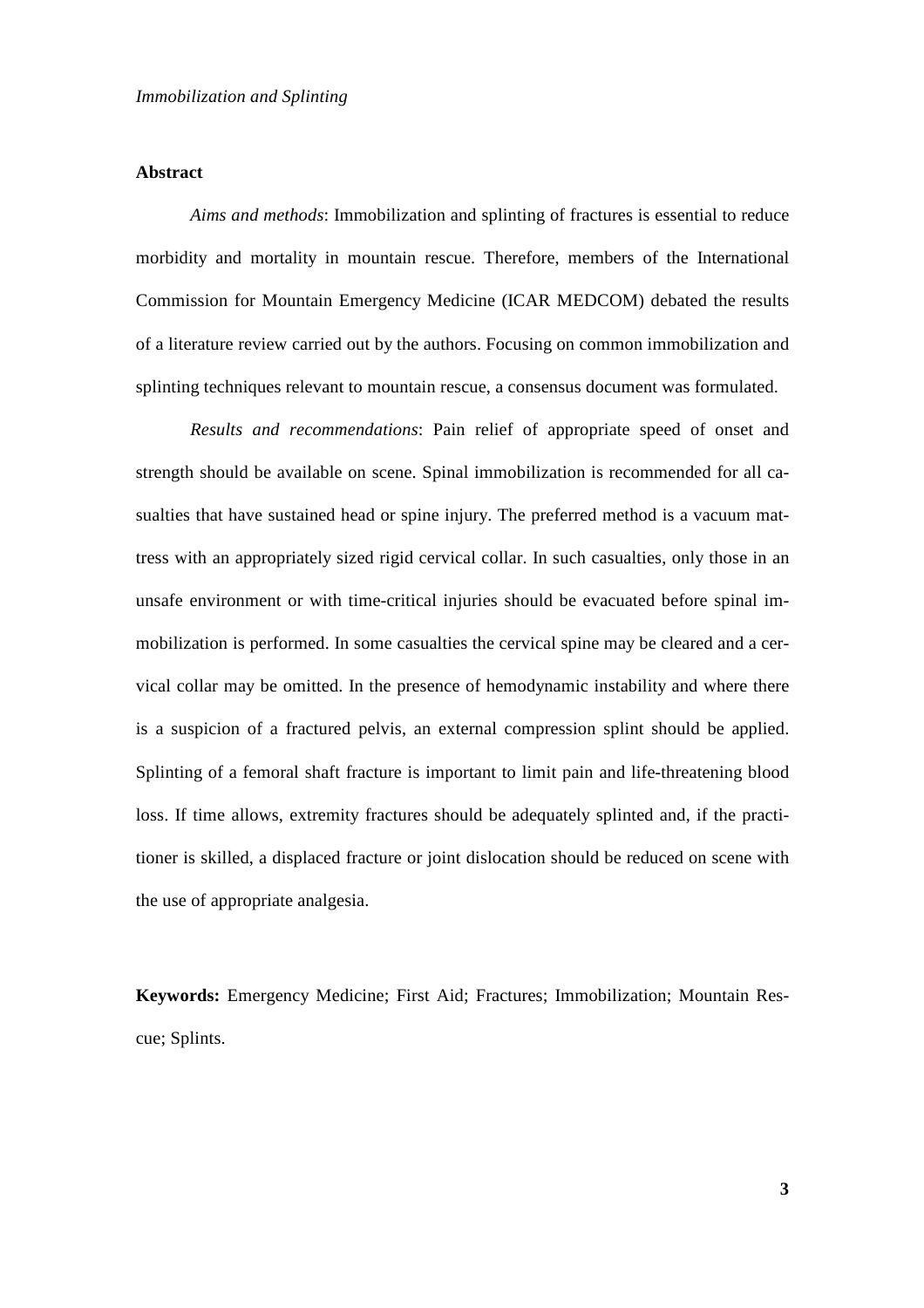## Abstract

*Aims and methods*: Immobilization and splinting of fractures is essential to reduce morbidity and mortality in mountain rescue. Therefore, members of the International Commission for Mountain Emergency Medicine (ICAR MEDCOM) debated the results of a literature review carried out by the authors. Focusing on common immobilization and splinting techniques relevant to mountain rescue, a consensus document was formulated.

*Results and recommendations*: Pain relief of appropriate speed of onset and strength should be available on scene. Spinal immobilization is recommended for all casualties that have sustained head or spine injury. The preferred method is a vacuum mattress with an appropriately sized rigid cervical collar. In such casualties, only those in an unsafe environment or with time-critical injuries should be evacuated before spinal immobilization is performed. In some casualties the cervical spine may be cleared and a cervical collar may be omitted. In the presence of hemodynamic instability and where there is a suspicion of a fractured pelvis, an external compression splint should be applied. Splinting of a femoral shaft fracture is important to limit pain and life-threatening blood loss. If time allows, extremity fractures should be adequately splinted and, if the practitioner is skilled, a displaced fracture or joint dislocation should be reduced on scene with the use of appropriate analgesia.

**Keywords:** Emergency Medicine; First Aid; Fractures; Immobilization; Mountain Rescue; Splints.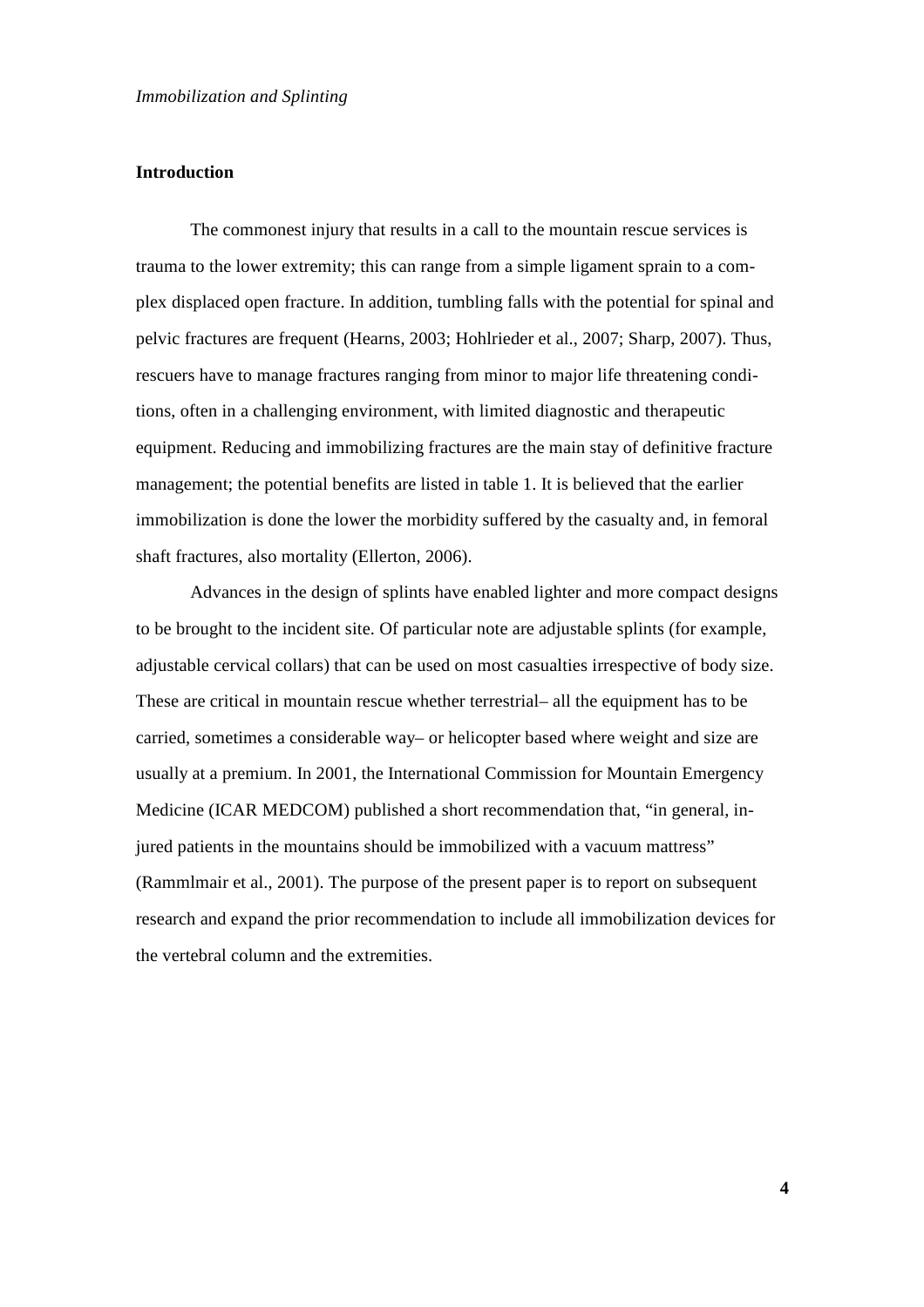## Introduction

The commonest injury that results in a call to the mountain rescue services is trauma to the lower extremity; this can range from a simple ligament sprain to a complex displaced open fracture. In addition, tumbling falls with the potential for spinal and pelvic fractures are frequent (Hearns, 2003; Hohlrieder et al., 2007; Sharp, 2007). Thus, rescuers have to manage fractures ranging from minor to major life threatening conditions, often in a challenging environment, with limited diagnostic and therapeutic equipment. Reducing and immobilizing fractures are the main stay of definitive fracture management; the potential benefits are listed in table 1. It is believed that the earlier immobilization is done the lower the morbidity suffered by the casualty and, in femoral shaft fractures, also mortality (Ellerton, 2006).

Advances in the design of splints have enabled lighter and more compact designs to be brought to the incident site. Of particular note are adjustable splints (for example, adjustable cervical collars) that can be used on most casualties irrespective of body size. These are critical in mountain rescue whether terrestrial– all the equipment has to be carried, sometimes a considerable way– or helicopter based where weight and size are usually at a premium. In 2001, the International Commission for Mountain Emergency Medicine (ICAR MEDCOM) published a short recommendation that, "in general, injured patients in the mountains should be immobilized with a vacuum mattress" (Rammlmair et al., 2001). The purpose of the present paper is to report on subsequent research and expand the prior recommendation to include all immobilization devices for the vertebral column and the extremities.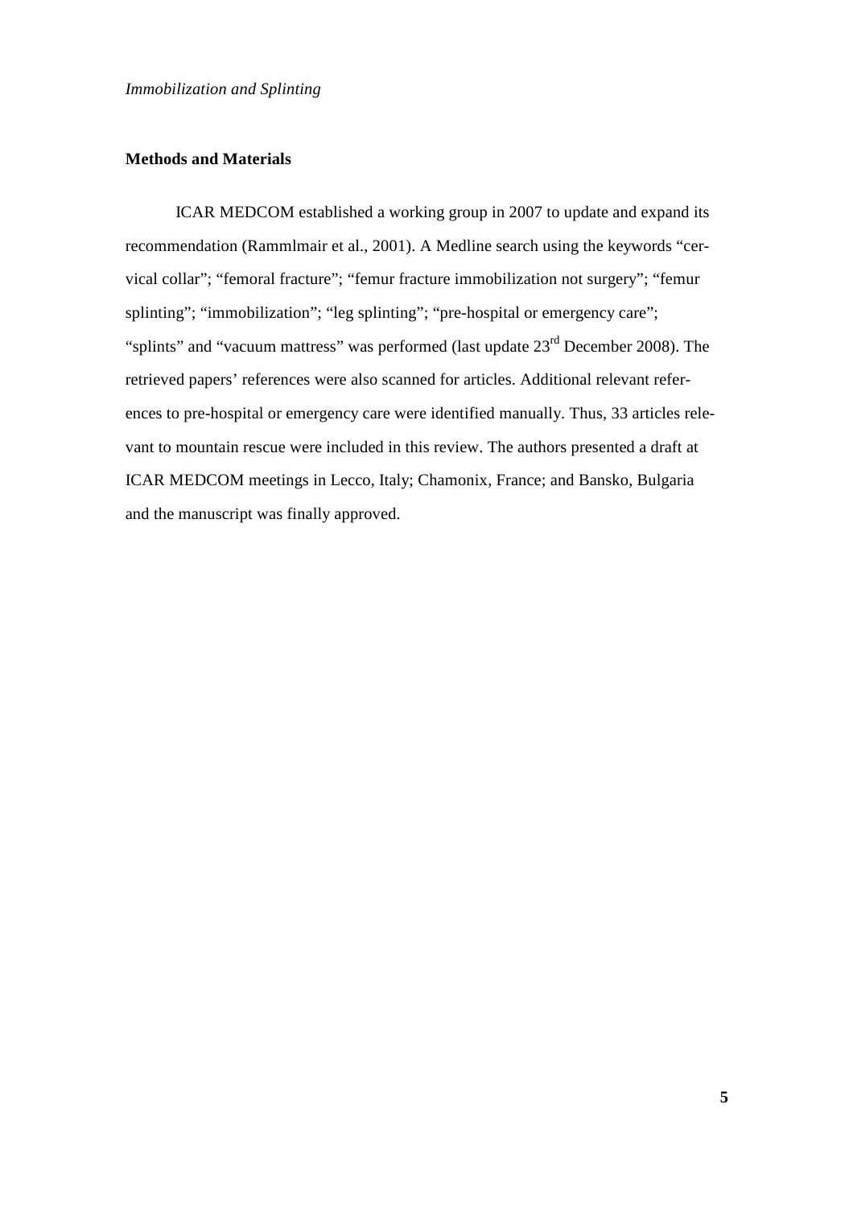## Methods and Materials

ICAR MEDCOM established a working group in 2007 to update and expand its recommendation (Rammlmair et al., 2001). A Medline search using the keywords "cervical collar"; "femoral fracture"; "femur fracture immobilization not surgery"; "femur splinting"; "immobilization"; "leg splinting"; "pre-hospital or emergency care"; "splints" and "vacuum mattress" was performed (last update 23rd December 2008). The retrieved papers' references were also scanned for articles. Additional relevant references to pre-hospital or emergency care were identified manually. Thus, 33 articles relevant to mountain rescue were included in this review. The authors presented a draft at ICAR MEDCOM meetings in Lecco, Italy; Chamonix, France; and Bansko, Bulgaria and the manuscript was finally approved.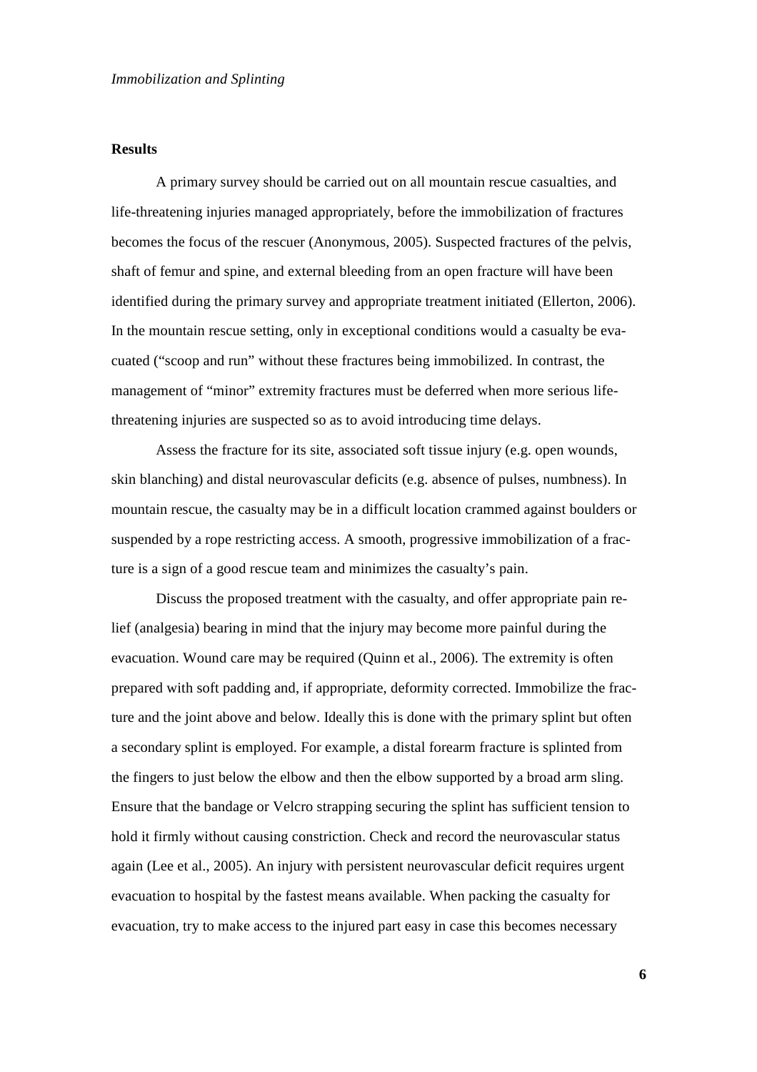## Results

A primary survey should be carried out on all mountain rescue casualties, and life-threatening injuries managed appropriately, before the immobilization of fractures becomes the focus of the rescuer (Anonymous, 2005). Suspected fractures of the pelvis, shaft of femur and spine, and external bleeding from an open fracture will have been identified during the primary survey and appropriate treatment initiated (Ellerton, 2006). In the mountain rescue setting, only in exceptional conditions would a casualty be evacuated ("scoop and run" without these fractures being immobilized. In contrast, the management of "minor" extremity fractures must be deferred when more serious life-threatening injuries are suspected so as to avoid introducing time delays.

Assess the fracture for its site, associated soft tissue injury (e.g. open wounds, skin blanching) and distal neurovascular deficits (e.g. absence of pulses, numbness). In mountain rescue, the casualty may be in a difficult location crammed against boulders or suspended by a rope restricting access. A smooth, progressive immobilization of a fracture is a sign of a good rescue team and minimizes the casualty's pain.

Discuss the proposed treatment with the casualty, and offer appropriate pain relief (analgesia) bearing in mind that the injury may become more painful during the evacuation. Wound care may be required (Quinn et al., 2006). The extremity is often prepared with soft padding and, if appropriate, deformity corrected. Immobilize the fracture and the joint above and below. Ideally this is done with the primary splint but often a secondary splint is employed. For example, a distal forearm fracture is splinted from the fingers to just below the elbow and then the elbow supported by a broad arm sling. Ensure that the bandage or Velcro strapping securing the splint has sufficient tension to hold it firmly without causing constriction. Check and record the neurovascular status again (Lee et al., 2005). An injury with persistent neurovascular deficit requires urgent evacuation to hospital by the fastest means available. When packing the casualty for evacuation, try to make access to the injured part easy in case this becomes necessary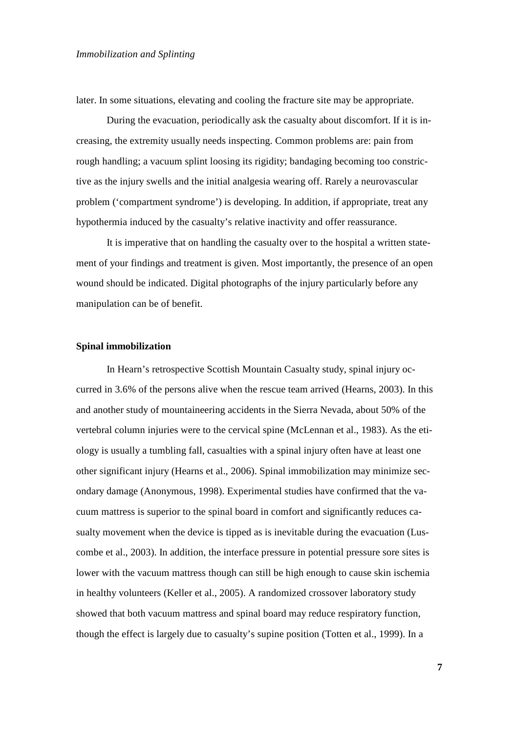later. In some situations, elevating and cooling the fracture site may be appropriate.

During the evacuation, periodically ask the casualty about discomfort. If it is increasing, the extremity usually needs inspecting. Common problems are: pain from rough handling; a vacuum splint loosing its rigidity; bandaging becoming too constrictive as the injury swells and the initial analgesia wearing off. Rarely a neurovascular problem ('compartment syndrome') is developing. In addition, if appropriate, treat any hypothermia induced by the casualty's relative inactivity and offer reassurance.

It is imperative that on handling the casualty over to the hospital a written statement of your findings and treatment is given. Most importantly, the presence of an open wound should be indicated. Digital photographs of the injury particularly before any manipulation can be of benefit.

**Spinal immobilization**

In Hearn's retrospective Scottish Mountain Casualty study, spinal injury occurred in 3.6% of the persons alive when the rescue team arrived (Hearns, 2003). In this and another study of mountaineering accidents in the Sierra Nevada, about 50% of the vertebral column injuries were to the cervical spine (McLennan et al., 1983). As the etiology is usually a tumbling fall, casualties with a spinal injury often have at least one other significant injury (Hearns et al., 2006). Spinal immobilization may minimize secondary damage (Anonymous, 1998). Experimental studies have confirmed that the vacuum mattress is superior to the spinal board in comfort and significantly reduces casualty movement when the device is tipped as is inevitable during the evacuation (Luscombe et al., 2003). In addition, the interface pressure in potential pressure sore sites is lower with the vacuum mattress though can still be high enough to cause skin ischemia in healthy volunteers (Keller et al., 2005). A randomized crossover laboratory study showed that both vacuum mattress and spinal board may reduce respiratory function, though the effect is largely due to casualty's supine position (Totten et al., 1999). In a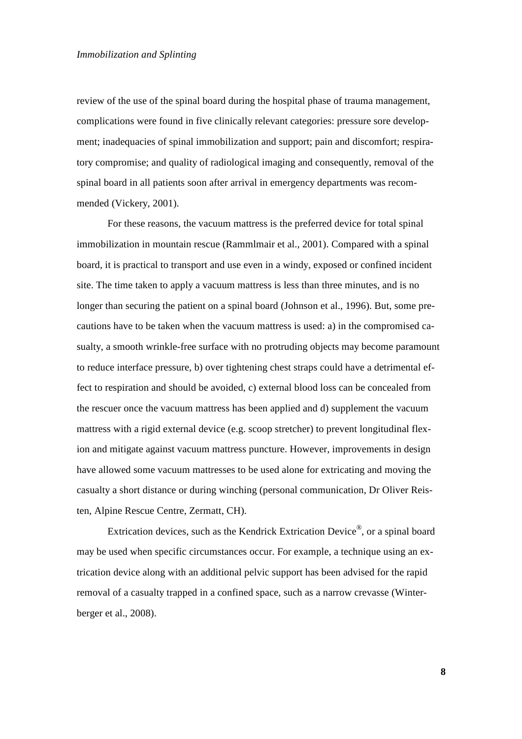review of the use of the spinal board during the hospital phase of trauma management, complications were found in five clinically relevant categories: pressure sore development; inadequacies of spinal immobilization and support; pain and discomfort; respiratory compromise; and quality of radiological imaging and consequently, removal of the spinal board in all patients soon after arrival in emergency departments was recommended (Vickery, 2001).

For these reasons, the vacuum mattress is the preferred device for total spinal immobilization in mountain rescue (Rammlmair et al., 2001). Compared with a spinal board, it is practical to transport and use even in a windy, exposed or confined incident site. The time taken to apply a vacuum mattress is less than three minutes, and is no longer than securing the patient on a spinal board (Johnson et al., 1996). But, some precautions have to be taken when the vacuum mattress is used: a) in the compromised casualty, a smooth wrinkle-free surface with no protruding objects may become paramount to reduce interface pressure, b) over tightening chest straps could have a detrimental effect to respiration and should be avoided, c) external blood loss can be concealed from the rescuer once the vacuum mattress has been applied and d) supplement the vacuum mattress with a rigid external device (e.g. scoop stretcher) to prevent longitudinal flexion and mitigate against vacuum mattress puncture. However, improvements in design have allowed some vacuum mattresses to be used alone for extricating and moving the casualty a short distance or during winching (personal communication, Dr Oliver Reisten, Alpine Rescue Centre, Zermatt, CH).

Extrication devices, such as the Kendrick Extrication Device®, or a spinal board may be used when specific circumstances occur. For example, a technique using an extrication device along with an additional pelvic support has been advised for the rapid removal of a casualty trapped in a confined space, such as a narrow crevasse (Winterberger et al., 2008).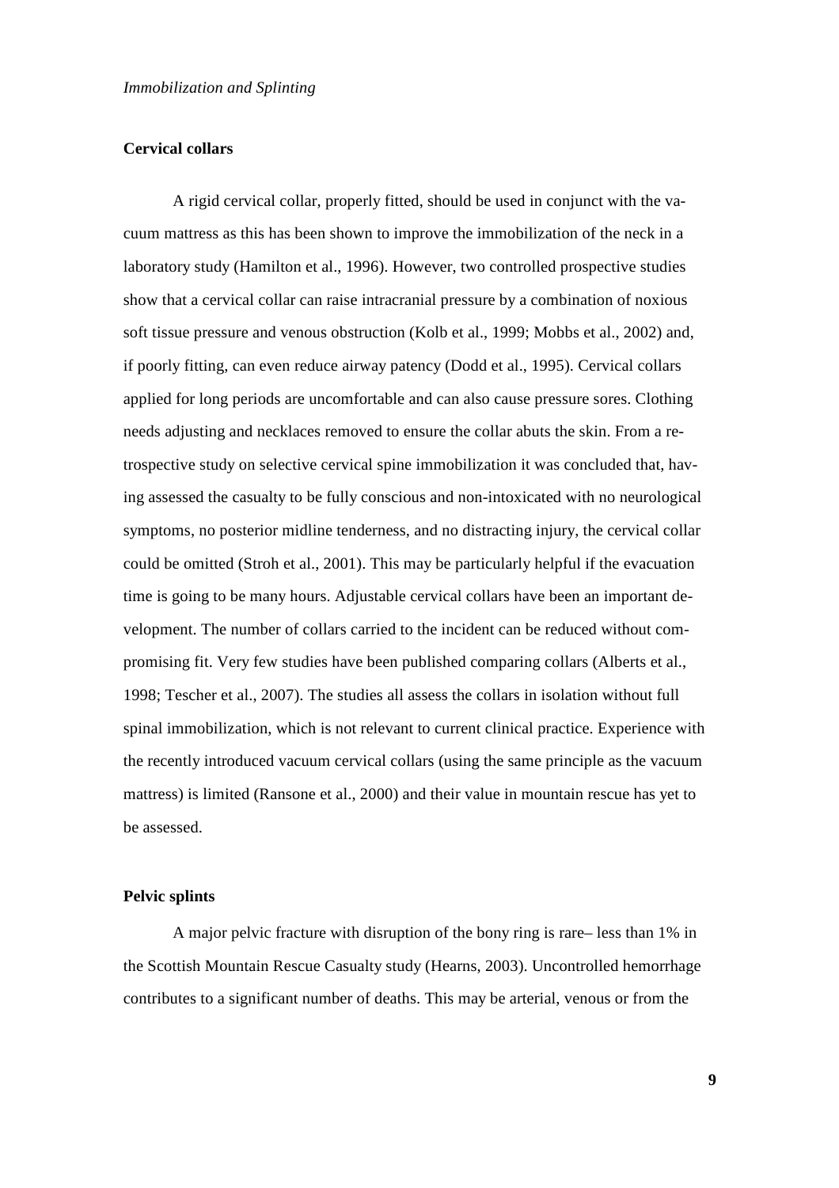### Cervical collars

A rigid cervical collar, properly fitted, should be used in conjunct with the vacuum mattress as this has been shown to improve the immobilization of the neck in a laboratory study (Hamilton et al., 1996). However, two controlled prospective studies show that a cervical collar can raise intracranial pressure by a combination of noxious soft tissue pressure and venous obstruction (Kolb et al., 1999; Mobbs et al., 2002) and, if poorly fitting, can even reduce airway patency (Dodd et al., 1995). Cervical collars applied for long periods are uncomfortable and can also cause pressure sores. Clothing needs adjusting and necklaces removed to ensure the collar abuts the skin. From a retrospective study on selective cervical spine immobilization it was concluded that, having assessed the casualty to be fully conscious and non-intoxicated with no neurological symptoms, no posterior midline tenderness, and no distracting injury, the cervical collar could be omitted (Stroh et al., 2001). This may be particularly helpful if the evacuation time is going to be many hours. Adjustable cervical collars have been an important development. The number of collars carried to the incident can be reduced without compromising fit. Very few studies have been published comparing collars (Alberts et al., 1998; Tescher et al., 2007). The studies all assess the collars in isolation without full spinal immobilization, which is not relevant to current clinical practice. Experience with the recently introduced vacuum cervical collars (using the same principle as the vacuum mattress) is limited (Ransone et al., 2000) and their value in mountain rescue has yet to be assessed.

### Pelvic splints

A major pelvic fracture with disruption of the bony ring is rare– less than 1% in the Scottish Mountain Rescue Casualty study (Hearns, 2003). Uncontrolled hemorrhage contributes to a significant number of deaths. This may be arterial, venous or from the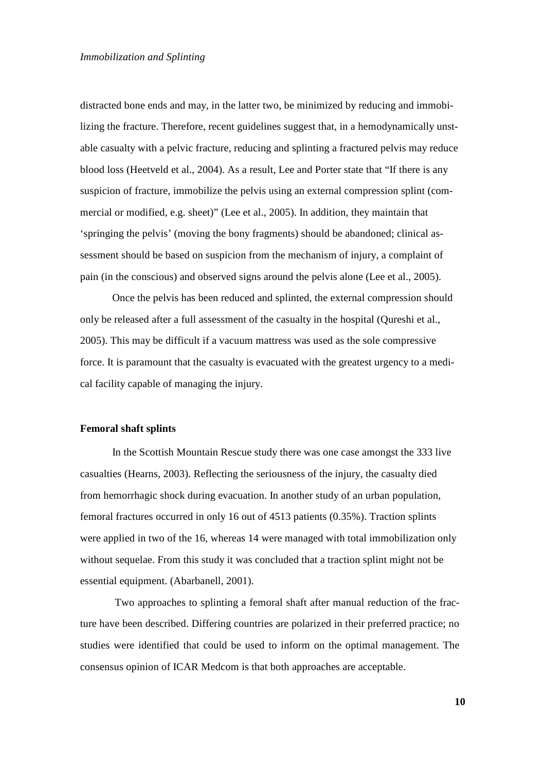distracted bone ends and may, in the latter two, be minimized by reducing and immobilizing the fracture. Therefore, recent guidelines suggest that, in a hemodynamically unstable casualty with a pelvic fracture, reducing and splinting a fractured pelvis may reduce blood loss (Heetveld et al., 2004). As a result, Lee and Porter state that "If there is any suspicion of fracture, immobilize the pelvis using an external compression splint (commercial or modified, e.g. sheet)" (Lee et al., 2005). In addition, they maintain that 'springing the pelvis' (moving the bony fragments) should be abandoned; clinical assessment should be based on suspicion from the mechanism of injury, a complaint of pain (in the conscious) and observed signs around the pelvis alone (Lee et al., 2005).

Once the pelvis has been reduced and splinted, the external compression should only be released after a full assessment of the casualty in the hospital (Qureshi et al., 2005). This may be difficult if a vacuum mattress was used as the sole compressive force. It is paramount that the casualty is evacuated with the greatest urgency to a medical facility capable of managing the injury.

**Femoral shaft splints**

In the Scottish Mountain Rescue study there was one case amongst the 333 live casualties (Hearns, 2003). Reflecting the seriousness of the injury, the casualty died from hemorrhagic shock during evacuation. In another study of an urban population, femoral fractures occurred in only 16 out of 4513 patients (0.35%). Traction splints were applied in two of the 16, whereas 14 were managed with total immobilization only without sequelae. From this study it was concluded that a traction splint might not be essential equipment. (Abarbanell, 2001).

Two approaches to splinting a femoral shaft after manual reduction of the fracture have been described. Differing countries are polarized in their preferred practice; no studies were identified that could be used to inform on the optimal management. The consensus opinion of ICAR Medcom is that both approaches are acceptable.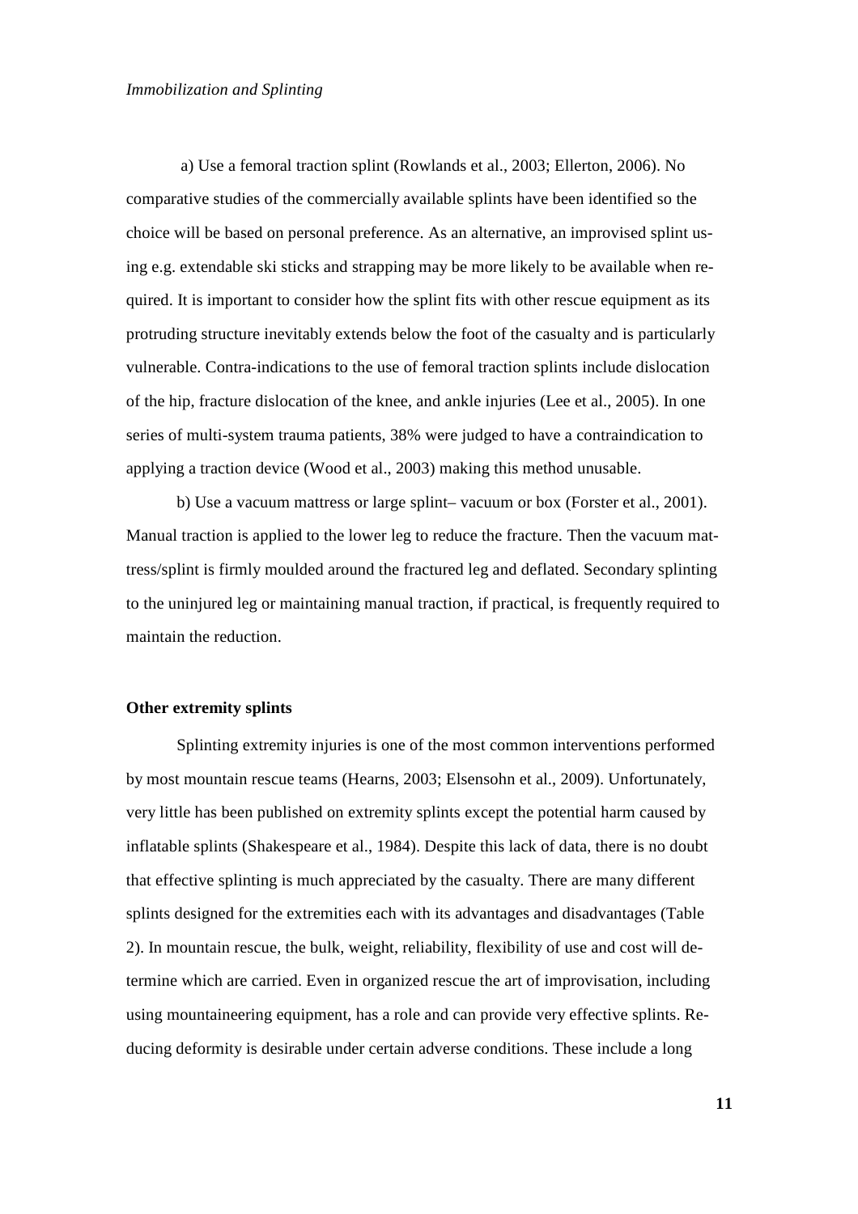a) Use a femoral traction splint (Rowlands et al., 2003; Ellerton, 2006). No comparative studies of the commercially available splints have been identified so the choice will be based on personal preference. As an alternative, an improvised splint using e.g. extendable ski sticks and strapping may be more likely to be available when required. It is important to consider how the splint fits with other rescue equipment as its protruding structure inevitably extends below the foot of the casualty and is particularly vulnerable. Contra-indications to the use of femoral traction splints include dislocation of the hip, fracture dislocation of the knee, and ankle injuries (Lee et al., 2005). In one series of multi-system trauma patients, 38% were judged to have a contraindication to applying a traction device (Wood et al., 2003) making this method unusable.

b) Use a vacuum mattress or large splint– vacuum or box (Forster et al., 2001). Manual traction is applied to the lower leg to reduce the fracture. Then the vacuum mattress/splint is firmly moulded around the fractured leg and deflated. Secondary splinting to the uninjured leg or maintaining manual traction, if practical, is frequently required to maintain the reduction.

**Other extremity splints**

Splinting extremity injuries is one of the most common interventions performed by most mountain rescue teams (Hearns, 2003; Elsensohn et al., 2009). Unfortunately, very little has been published on extremity splints except the potential harm caused by inflatable splints (Shakespeare et al., 1984). Despite this lack of data, there is no doubt that effective splinting is much appreciated by the casualty. There are many different splints designed for the extremities each with its advantages and disadvantages (Table 2). In mountain rescue, the bulk, weight, reliability, flexibility of use and cost will determine which are carried. Even in organized rescue the art of improvisation, including using mountaineering equipment, has a role and can provide very effective splints. Reducing deformity is desirable under certain adverse conditions. These include a long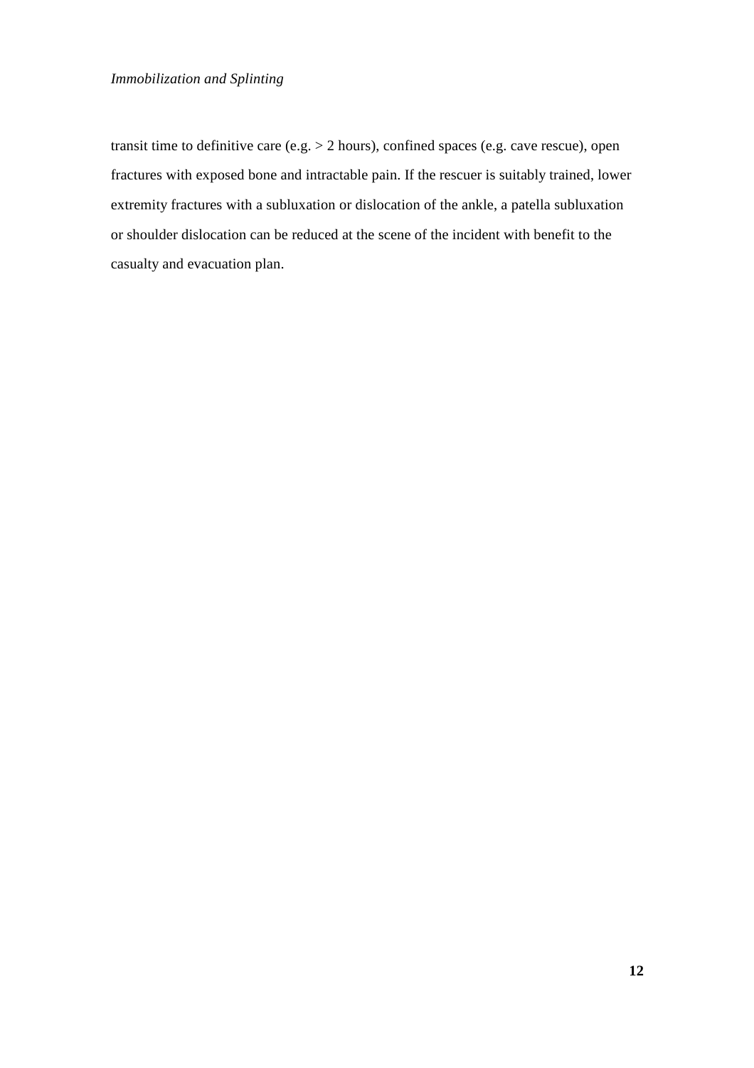transit time to definitive care (e.g. > 2 hours), confined spaces (e.g. cave rescue), open fractures with exposed bone and intractable pain. If the rescuer is suitably trained, lower extremity fractures with a subluxation or dislocation of the ankle, a patella subluxation or shoulder dislocation can be reduced at the scene of the incident with benefit to the casualty and evacuation plan.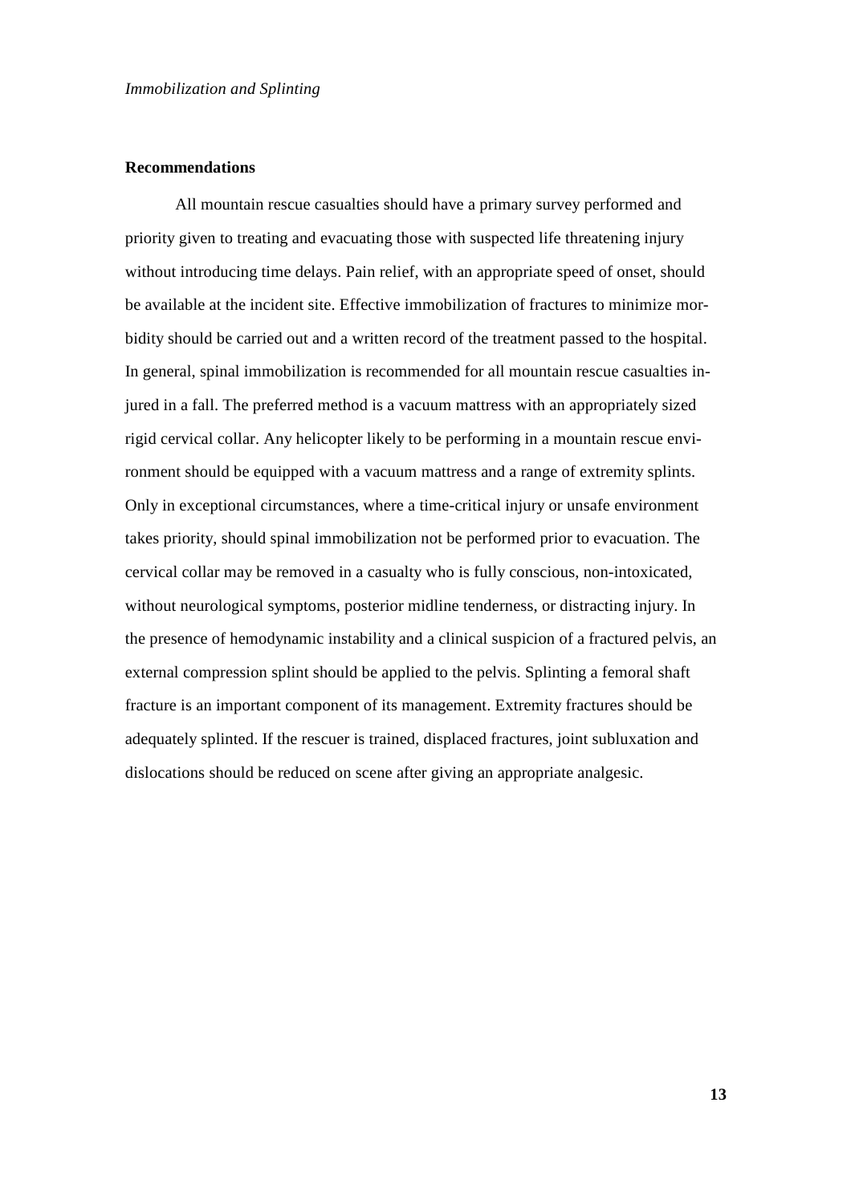## Recommendations

All mountain rescue casualties should have a primary survey performed and priority given to treating and evacuating those with suspected life threatening injury without introducing time delays. Pain relief, with an appropriate speed of onset, should be available at the incident site. Effective immobilization of fractures to minimize morbidity should be carried out and a written record of the treatment passed to the hospital. In general, spinal immobilization is recommended for all mountain rescue casualties injured in a fall. The preferred method is a vacuum mattress with an appropriately sized rigid cervical collar. Any helicopter likely to be performing in a mountain rescue environment should be equipped with a vacuum mattress and a range of extremity splints. Only in exceptional circumstances, where a time-critical injury or unsafe environment takes priority, should spinal immobilization not be performed prior to evacuation. The cervical collar may be removed in a casualty who is fully conscious, non-intoxicated, without neurological symptoms, posterior midline tenderness, or distracting injury. In the presence of hemodynamic instability and a clinical suspicion of a fractured pelvis, an external compression splint should be applied to the pelvis. Splinting a femoral shaft fracture is an important component of its management. Extremity fractures should be adequately splinted. If the rescuer is trained, displaced fractures, joint subluxation and dislocations should be reduced on scene after giving an appropriate analgesic.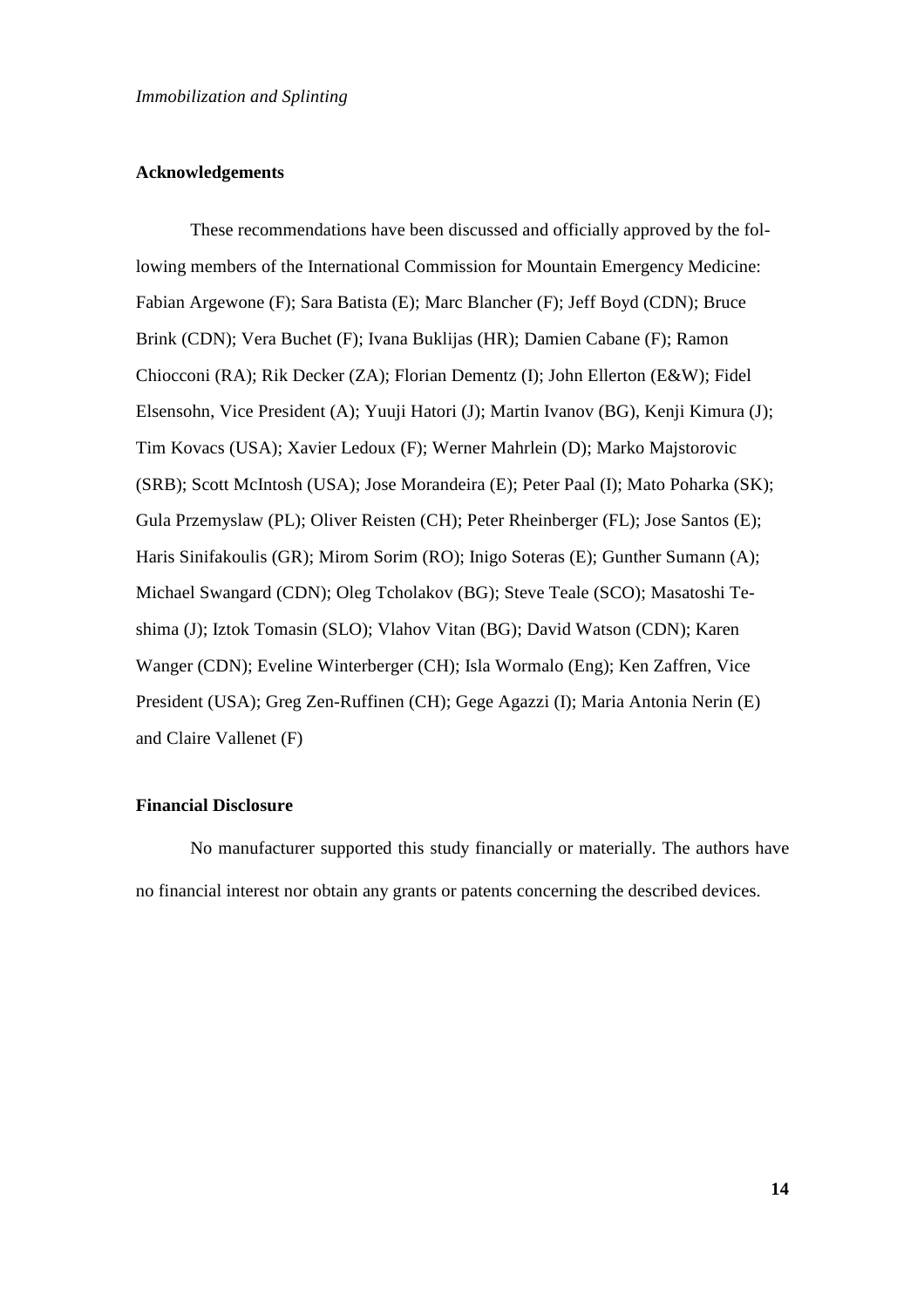## Acknowledgements

These recommendations have been discussed and officially approved by the following members of the International Commission for Mountain Emergency Medicine: Fabian Argewone (F); Sara Batista (E); Marc Blancher (F); Jeff Boyd (CDN); Bruce Brink (CDN); Vera Buchet (F); Ivana Buklijas (HR); Damien Cabane (F); Ramon Chiocconi (RA); Rik Decker (ZA); Florian Dementz (I); John Ellerton (E&W); Fidel Elsensohn, Vice President (A); Yuuji Hatori (J); Martin Ivanov (BG), Kenji Kimura (J); Tim Kovacs (USA); Xavier Ledoux (F); Werner Mahrlein (D); Marko Majstorovic (SRB); Scott McIntosh (USA); Jose Morandeira (E); Peter Paal (I); Mato Poharka (SK); Gula Przemyslaw (PL); Oliver Reisten (CH); Peter Rheinberger (FL); Jose Santos (E); Haris Sinifakoulis (GR); Mirom Sorim (RO); Inigo Soteras (E); Gunther Sumann (A); Michael Swangard (CDN); Oleg Tcholakov (BG); Steve Teale (SCO); Masatoshi Teshima (J); Iztok Tomasin (SLO); Vlahov Vitan (BG); David Watson (CDN); Karen Wanger (CDN); Eveline Winterberger (CH); Isla Wormalo (Eng); Ken Zaffren, Vice President (USA); Greg Zen-Ruffinen (CH); Gege Agazzi (I); Maria Antonia Nerin (E) and Claire Vallenet (F)

## Financial Disclosure

No manufacturer supported this study financially or materially. The authors have no financial interest nor obtain any grants or patents concerning the described devices.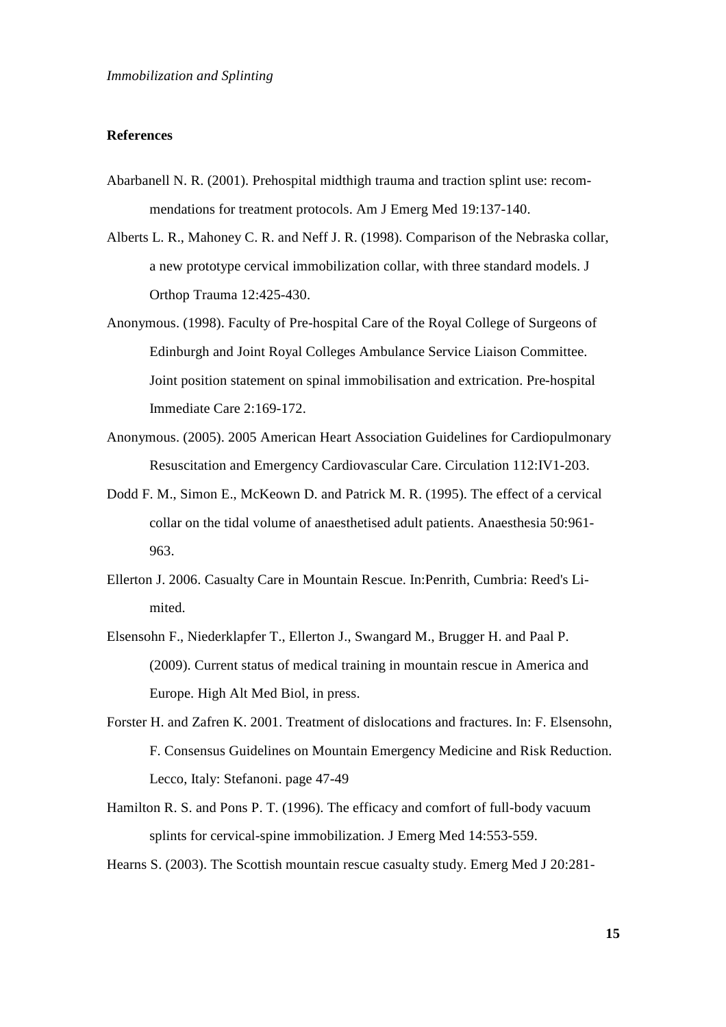## References

Abarbanell N. R. (2001). Prehospital midthigh trauma and traction splint use: recommendations for treatment protocols. Am J Emerg Med 19:137-140.

Alberts L. R., Mahoney C. R. and Neff J. R. (1998). Comparison of the Nebraska collar, a new prototype cervical immobilization collar, with three standard models. J Orthop Trauma 12:425-430.

Anonymous. (1998). Faculty of Pre-hospital Care of the Royal College of Surgeons of Edinburgh and Joint Royal Colleges Ambulance Service Liaison Committee. Joint position statement on spinal immobilisation and extrication. Pre-hospital Immediate Care 2:169-172.

Anonymous. (2005). 2005 American Heart Association Guidelines for Cardiopulmonary Resuscitation and Emergency Cardiovascular Care. Circulation 112:IV1-203.

Dodd F. M., Simon E., McKeown D. and Patrick M. R. (1995). The effect of a cervical collar on the tidal volume of anaesthetised adult patients. Anaesthesia 50:961-963.

Ellerton J. 2006. Casualty Care in Mountain Rescue. In:Penrith, Cumbria: Reed's Limited.

Elsensohn F., Niederklapfer T., Ellerton J., Swangard M., Brugger H. and Paal P. (2009). Current status of medical training in mountain rescue in America and Europe. High Alt Med Biol, in press.

Forster H. and Zafren K. 2001. Treatment of dislocations and fractures. In: F. Elsensohn, F. Consensus Guidelines on Mountain Emergency Medicine and Risk Reduction. Lecco, Italy: Stefanoni. page 47-49

Hamilton R. S. and Pons P. T. (1996). The efficacy and comfort of full-body vacuum splints for cervical-spine immobilization. J Emerg Med 14:553-559.

Hearns S. (2003). The Scottish mountain rescue casualty study. Emerg Med J 20:281-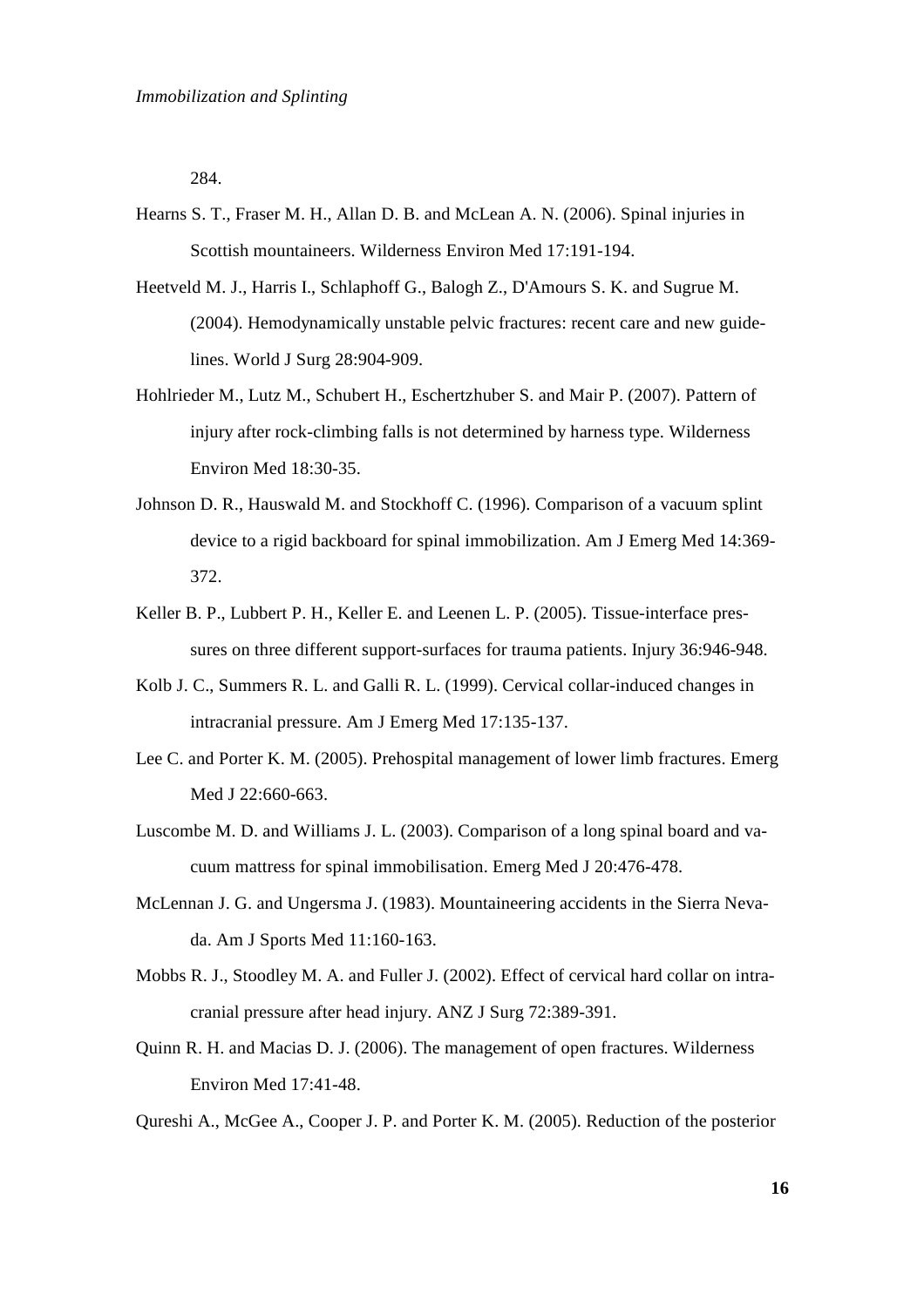284.

Hearns S. T., Fraser M. H., Allan D. B. and McLean A. N. (2006). Spinal injuries in Scottish mountaineers. Wilderness Environ Med 17:191-194.

Heetveld M. J., Harris I., Schlaphoff G., Balogh Z., D'Amours S. K. and Sugrue M. (2004). Hemodynamically unstable pelvic fractures: recent care and new guidelines. World J Surg 28:904-909.

Hohlrieder M., Lutz M., Schubert H., Eschertzhuber S. and Mair P. (2007). Pattern of injury after rock-climbing falls is not determined by harness type. Wilderness Environ Med 18:30-35.

Johnson D. R., Hauswald M. and Stockhoff C. (1996). Comparison of a vacuum splint device to a rigid backboard for spinal immobilization. Am J Emerg Med 14:369-372.

Keller B. P., Lubbert P. H., Keller E. and Leenen L. P. (2005). Tissue-interface pressures on three different support-surfaces for trauma patients. Injury 36:946-948.

Kolb J. C., Summers R. L. and Galli R. L. (1999). Cervical collar-induced changes in intracranial pressure. Am J Emerg Med 17:135-137.

Lee C. and Porter K. M. (2005). Prehospital management of lower limb fractures. Emerg Med J 22:660-663.

Luscombe M. D. and Williams J. L. (2003). Comparison of a long spinal board and vacuum mattress for spinal immobilisation. Emerg Med J 20:476-478.

McLennan J. G. and Ungersma J. (1983). Mountaineering accidents in the Sierra Nevada. Am J Sports Med 11:160-163.

Mobbs R. J., Stoodley M. A. and Fuller J. (2002). Effect of cervical hard collar on intracranial pressure after head injury. ANZ J Surg 72:389-391.

Quinn R. H. and Macias D. J. (2006). The management of open fractures. Wilderness Environ Med 17:41-48.

Qureshi A., McGee A., Cooper J. P. and Porter K. M. (2005). Reduction of the posterior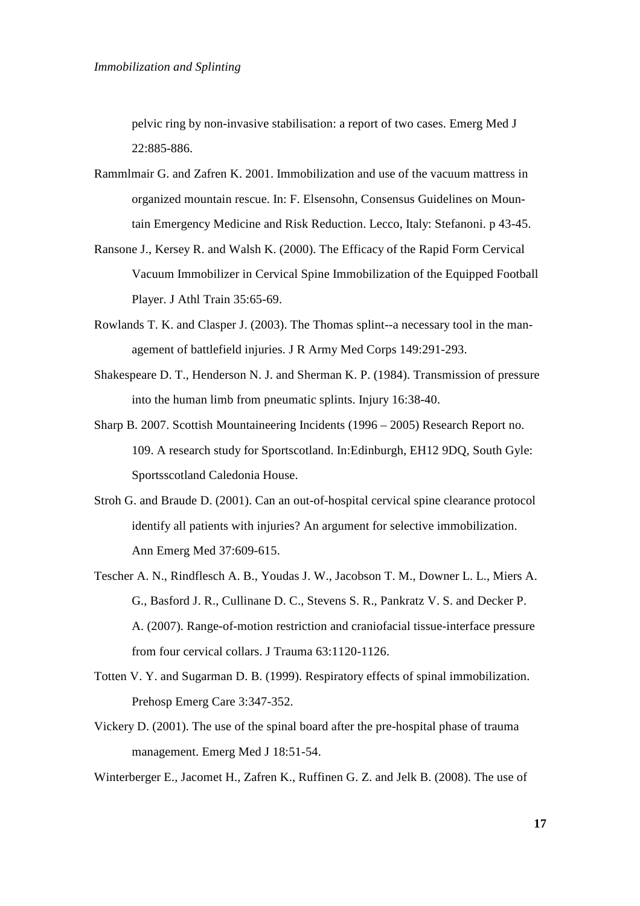pelvic ring by non-invasive stabilisation: a report of two cases. Emerg Med J 22:885-886.

Rammlmair G. and Zafren K. 2001. Immobilization and use of the vacuum mattress in organized mountain rescue. In: F. Elsensohn, Consensus Guidelines on Mountain Emergency Medicine and Risk Reduction. Lecco, Italy: Stefanoni. p 43-45.

Ransone J., Kersey R. and Walsh K. (2000). The Efficacy of the Rapid Form Cervical Vacuum Immobilizer in Cervical Spine Immobilization of the Equipped Football Player. J Athl Train 35:65-69.

Rowlands T. K. and Clasper J. (2003). The Thomas splint--a necessary tool in the management of battlefield injuries. J R Army Med Corps 149:291-293.

Shakespeare D. T., Henderson N. J. and Sherman K. P. (1984). Transmission of pressure into the human limb from pneumatic splints. Injury 16:38-40.

Sharp B. 2007. Scottish Mountaineering Incidents (1996 – 2005) Research Report no. 109. A research study for Sportscotland. In:Edinburgh, EH12 9DQ, South Gyle: Sportsscotland Caledonia House.

Stroh G. and Braude D. (2001). Can an out-of-hospital cervical spine clearance protocol identify all patients with injuries? An argument for selective immobilization. Ann Emerg Med 37:609-615.

Tescher A. N., Rindflesch A. B., Youdas J. W., Jacobson T. M., Downer L. L., Miers A. G., Basford J. R., Cullinane D. C., Stevens S. R., Pankratz V. S. and Decker P. A. (2007). Range-of-motion restriction and craniofacial tissue-interface pressure from four cervical collars. J Trauma 63:1120-1126.

Totten V. Y. and Sugarman D. B. (1999). Respiratory effects of spinal immobilization. Prehosp Emerg Care 3:347-352.

Vickery D. (2001). The use of the spinal board after the pre-hospital phase of trauma management. Emerg Med J 18:51-54.

Winterberger E., Jacomet H., Zafren K., Ruffinen G. Z. and Jelk B. (2008). The use of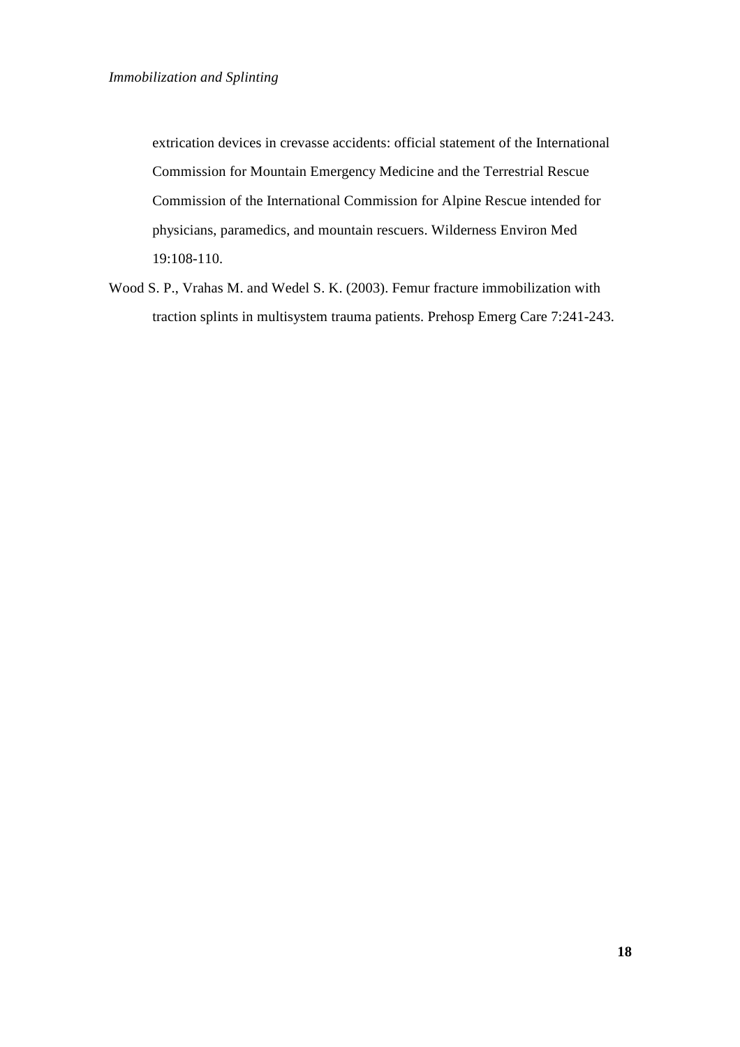extrication devices in crevasse accidents: official statement of the International Commission for Mountain Emergency Medicine and the Terrestrial Rescue Commission of the International Commission for Alpine Rescue intended for physicians, paramedics, and mountain rescuers. Wilderness Environ Med 19:108-110.

Wood S. P., Vrahas M. and Wedel S. K. (2003). Femur fracture immobilization with traction splints in multisystem trauma patients. Prehosp Emerg Care 7:241-243.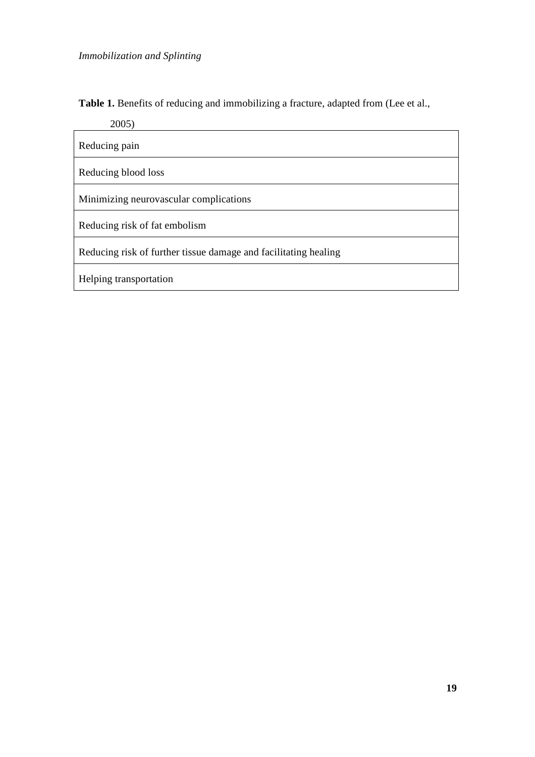**Table 1.** Benefits of reducing and immobilizing a fracture, adapted from (Lee et al., 2005)

| Benefits |
| --- |
| Reducing pain |
| Reducing blood loss |
| Minimizing neurovascular complications |
| Reducing risk of fat embolism |
| Reducing risk of further tissue damage and facilitating healing |
| Helping transportation |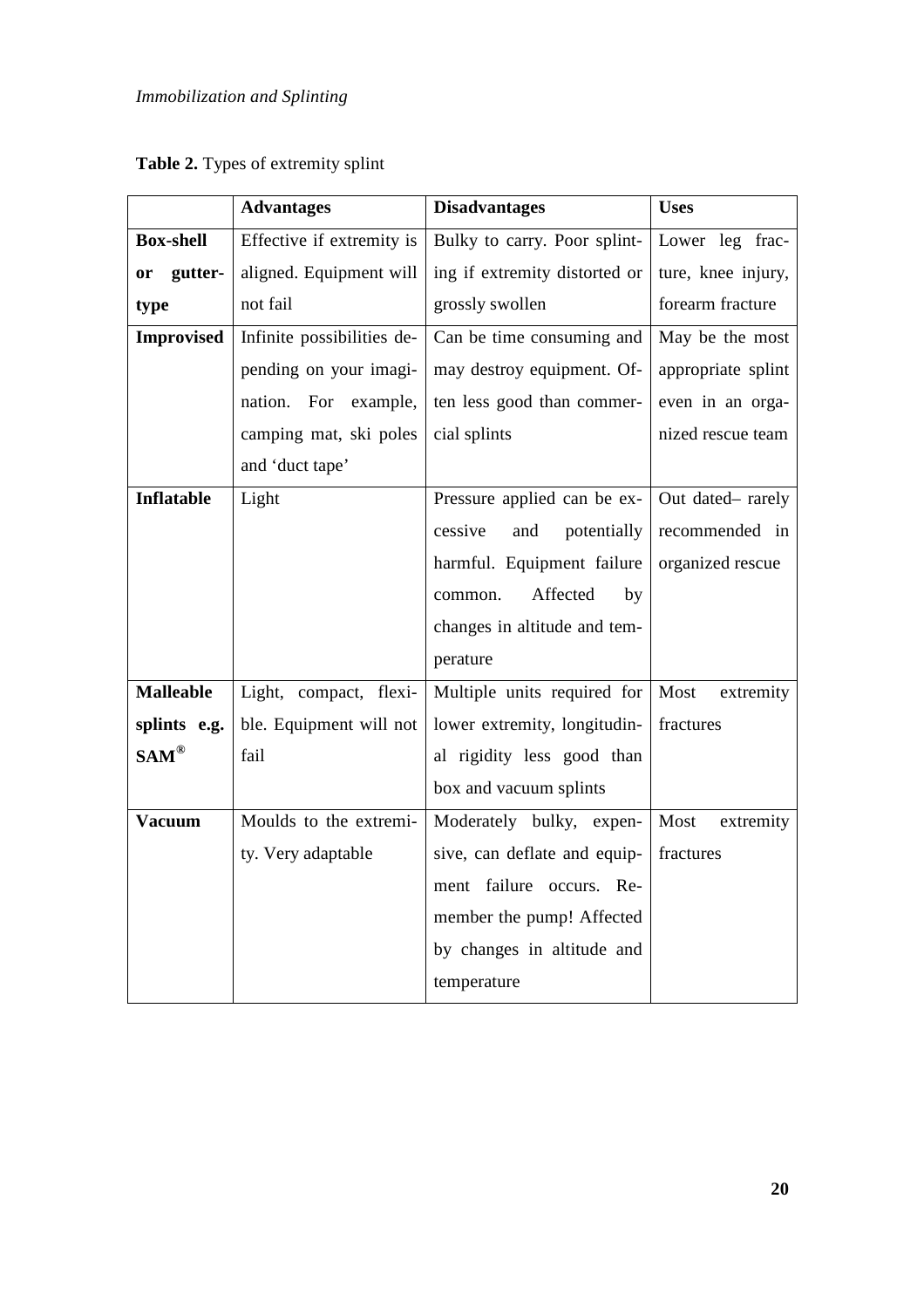**Table 2.** Types of extremity splint

| | Advantages | Disadvantages | Uses |
|---|---|---|---|
| **Box-shell or gutter-type** | Effective if extremity is aligned. Equipment will not fail | Bulky to carry. Poor splinting if extremity distorted or grossly swollen | Lower leg fracture, knee injury, forearm fracture |
| **Improvised** | Infinite possibilities depending on your imagination. For example, camping mat, ski poles and 'duct tape' | Can be time consuming and may destroy equipment. Often less good than commercial splints | May be the most appropriate splint even in an organized rescue team |
| **Inflatable** | Light | Pressure applied can be excessive and potentially harmful. Equipment failure common. Affected by changes in altitude and temperature | Out dated– rarely recommended in organized rescue |
| **Malleable splints e.g. SAM®** | Light, compact, flexible. Equipment will not fail | Multiple units required for lower extremity, longitudinal rigidity less good than box and vacuum splints | Most extremity fractures |
| **Vacuum** | Moulds to the extremity. Very adaptable | Moderately bulky, expensive, can deflate and equipment failure occurs. Remember the pump! Affected by changes in altitude and temperature | Most extremity fractures |